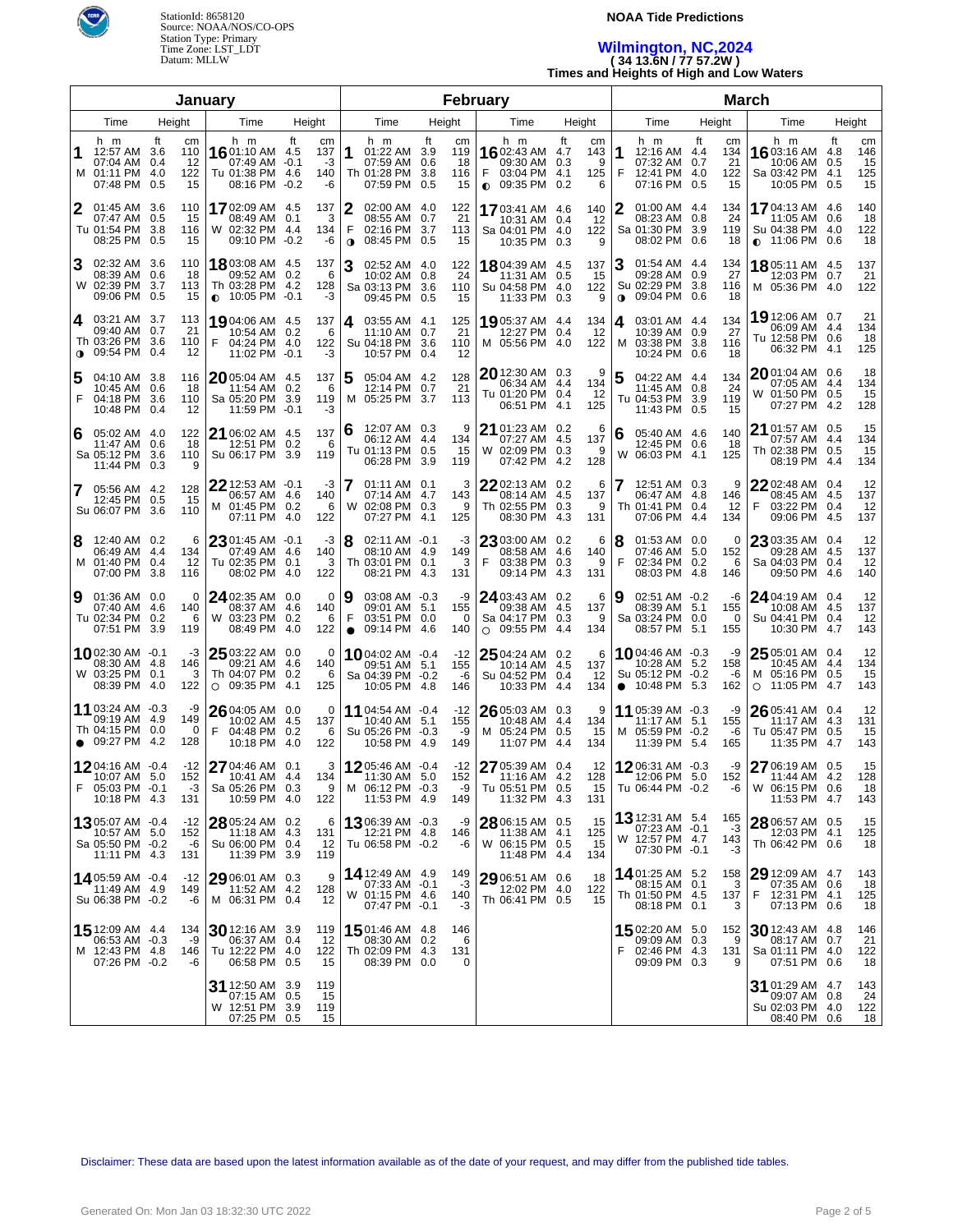StationId: 8658120
Source: NOAA/NOS/CO-OPS
Station Type: Primary
Time Zone: LST_LDT
Datum: MLLW

**NOAA Tide Predictions**

# Wilmington, NC,2024

**( 34 13.6N / 77 57.2W )**

**Times and Heights of High and Low Waters**

## January

| Day | Time | Height (ft) | Height (cm) |
|---|---|---|---|
| 1 M | 12:57 AM | 3.6 | 110 |
| | 07:04 AM | 0.4 | 12 |
| | 01:11 PM | 4.0 | 122 |
| | 07:48 PM | 0.5 | 15 |
| 2 Tu | 01:45 AM | 3.6 | 110 |
| | 07:47 AM | 0.5 | 15 |
| | 01:54 PM | 3.8 | 116 |
| | 08:25 PM | 0.5 | 15 |
| 3 W | 02:32 AM | 3.6 | 110 |
| | 08:39 AM | 0.6 | 18 |
| | 02:39 PM | 3.7 | 113 |
| | 09:06 PM | 0.5 | 15 |
| 4 Th | 03:21 AM | 3.7 | 113 |
| | 09:40 AM | 0.7 | 21 |
| | 03:26 PM | 3.6 | 110 |
| ◑ | 09:54 PM | 0.4 | 12 |
| 5 F | 04:10 AM | 3.8 | 116 |
| | 10:45 AM | 0.6 | 18 |
| | 04:18 PM | 3.6 | 110 |
| | 10:48 PM | 0.4 | 12 |
| 6 Sa | 05:02 AM | 4.0 | 122 |
| | 11:47 AM | 0.6 | 18 |
| | 05:12 PM | 3.6 | 110 |
| | 11:44 PM | 0.3 | 9 |
| 7 Su | 05:56 AM | 4.2 | 128 |
| | 12:45 PM | 0.5 | 15 |
| | 06:07 PM | 3.6 | 110 |
| 8 M | 12:40 AM | 0.2 | 6 |
| | 06:49 AM | 4.4 | 134 |
| | 01:40 PM | 0.4 | 12 |
| | 07:00 PM | 3.8 | 116 |
| 9 Tu | 01:36 AM | 0.0 | 0 |
| | 07:40 AM | 4.6 | 140 |
| | 02:34 PM | 0.2 | 6 |
| | 07:51 PM | 3.9 | 119 |
| 10 W | 02:30 AM | -0.1 | -3 |
| | 08:30 AM | 4.8 | 146 |
| | 03:25 PM | 0.1 | 3 |
| | 08:39 PM | 4.0 | 122 |
| 11 Th | 03:24 AM | -0.3 | -9 |
| | 09:19 AM | 4.9 | 149 |
| | 04:15 PM | 0.0 | 0 |
| ● | 09:27 PM | 4.2 | 128 |
| 12 F | 04:16 AM | -0.4 | -12 |
| | 10:07 AM | 5.0 | 152 |
| | 05:03 PM | -0.1 | -3 |
| | 10:18 PM | 4.3 | 131 |
| 13 Sa | 05:07 AM | -0.4 | -12 |
| | 10:57 AM | 5.0 | 152 |
| | 05:50 PM | -0.2 | -6 |
| | 11:11 PM | 4.3 | 131 |
| 14 Su | 05:59 AM | -0.4 | -12 |
| | 11:49 AM | 4.9 | 149 |
| | 06:38 PM | -0.2 | -6 |
| 15 M | 12:09 AM | 4.4 | 134 |
| | 06:53 AM | -0.3 | -9 |
| | 12:43 PM | 4.8 | 146 |
| | 07:26 PM | -0.2 | -6 |
| 16 Tu | 01:10 AM | 4.5 | 137 |
| | 07:49 AM | -0.1 | -3 |
| | 01:38 PM | 4.6 | 140 |
| | 08:16 PM | -0.2 | -6 |
| 17 W | 02:09 AM | 4.5 | 137 |
| | 08:49 AM | 0.1 | 3 |
| | 02:32 PM | 4.4 | 134 |
| | 09:10 PM | -0.2 | -6 |
| 18 Th | 03:08 AM | 4.5 | 137 |
| | 09:52 AM | 0.2 | 6 |
| | 03:28 PM | 4.2 | 128 |
| ◐ | 10:05 PM | -0.1 | -3 |
| 19 F | 04:06 AM | 4.5 | 137 |
| | 10:54 AM | 0.2 | 6 |
| | 04:24 PM | 4.0 | 122 |
| | 11:02 PM | -0.1 | -3 |
| 20 Sa | 05:04 AM | 4.5 | 137 |
| | 11:54 AM | 0.2 | 6 |
| | 05:20 PM | 3.9 | 119 |
| | 11:59 PM | -0.1 | -3 |
| 21 Su | 06:02 AM | 4.5 | 137 |
| | 12:51 PM | 0.2 | 6 |
| | 06:17 PM | 3.9 | 119 |
| 22 M | 12:53 AM | -0.1 | -3 |
| | 06:57 AM | 4.6 | 140 |
| | 01:45 PM | 0.2 | 6 |
| | 07:11 PM | 4.0 | 122 |
| 23 Tu | 01:45 AM | -0.1 | -3 |
| | 07:49 AM | 4.6 | 140 |
| | 02:35 PM | 0.1 | 3 |
| | 08:02 PM | 4.0 | 122 |
| 24 W | 02:35 AM | 0.0 | 0 |
| | 08:37 AM | 4.6 | 140 |
| | 03:23 PM | 0.2 | 6 |
| | 08:49 PM | 4.0 | 122 |
| 25 Th | 03:22 AM | 0.0 | 0 |
| | 09:21 AM | 4.6 | 140 |
| | 04:07 PM | 0.2 | 6 |
| ○ | 09:35 PM | 4.1 | 125 |
| 26 F | 04:05 AM | 0.0 | 0 |
| | 10:02 AM | 4.5 | 137 |
| | 04:48 PM | 0.2 | 6 |
| | 10:18 PM | 4.0 | 122 |
| 27 Sa | 04:46 AM | 0.1 | 3 |
| | 10:41 AM | 4.4 | 134 |
| | 05:26 PM | 0.3 | 9 |
| | 10:59 PM | 4.0 | 122 |
| 28 Su | 05:24 AM | 0.2 | 6 |
| | 11:18 AM | 4.3 | 131 |
| | 06:00 PM | 0.4 | 12 |
| | 11:39 PM | 3.9 | 119 |
| 29 M | 06:01 AM | 0.3 | 9 |
| | 11:52 AM | 4.2 | 128 |
| | 06:31 PM | 0.4 | 12 |
| 30 Tu | 12:16 AM | 3.9 | 119 |
| | 06:37 AM | 0.4 | 12 |
| | 12:22 PM | 4.0 | 122 |
| | 06:58 PM | 0.5 | 15 |
| 31 W | 12:50 AM | 3.9 | 119 |
| | 07:15 AM | 0.5 | 15 |
| | 12:51 PM | 3.9 | 119 |
| | 07:25 PM | 0.5 | 15 |

## February

| Day | Time | Height (ft) | Height (cm) |
|---|---|---|---|
| 1 Th | 01:22 AM | 3.9 | 119 |
| | 07:59 AM | 0.6 | 18 |
| | 01:28 PM | 3.8 | 116 |
| | 07:59 PM | 0.5 | 15 |
| 2 F | 02:00 AM | 4.0 | 122 |
| | 08:55 AM | 0.7 | 21 |
| | 02:16 PM | 3.7 | 113 |
| ◑ | 08:45 PM | 0.5 | 15 |
| 3 Sa | 02:52 AM | 4.0 | 122 |
| | 10:02 AM | 0.8 | 24 |
| | 03:13 PM | 3.6 | 110 |
| | 09:45 PM | 0.5 | 15 |
| 4 Su | 03:55 AM | 4.1 | 125 |
| | 11:10 AM | 0.7 | 21 |
| | 04:18 PM | 3.6 | 110 |
| | 10:57 PM | 0.4 | 12 |
| 5 M | 05:04 AM | 4.2 | 128 |
| | 12:14 PM | 0.7 | 21 |
| | 05:25 PM | 3.7 | 113 |
| 6 Tu | 12:07 AM | 0.3 | 9 |
| | 06:12 AM | 4.4 | 134 |
| | 01:13 PM | 0.5 | 15 |
| | 06:28 PM | 3.9 | 119 |
| 7 W | 01:11 AM | 0.1 | 3 |
| | 07:14 AM | 4.7 | 143 |
| | 02:08 PM | 0.3 | 9 |
| | 07:27 PM | 4.1 | 125 |
| 8 Th | 02:11 AM | -0.1 | -3 |
| | 08:10 AM | 4.9 | 149 |
| | 03:01 PM | 0.1 | 3 |
| | 08:21 PM | 4.3 | 131 |
| 9 F | 03:08 AM | -0.3 | -9 |
| | 09:01 AM | 5.1 | 155 |
| | 03:51 PM | 0.0 | 0 |
| ● | 09:14 PM | 4.6 | 140 |
| 10 Sa | 04:02 AM | -0.4 | -12 |
| | 09:51 AM | 5.1 | 155 |
| | 04:39 PM | -0.2 | -6 |
| | 10:05 PM | 4.8 | 146 |
| 11 Su | 04:54 AM | -0.4 | -12 |
| | 10:40 AM | 5.1 | 155 |
| | 05:26 PM | -0.3 | -9 |
| | 10:58 PM | 4.9 | 149 |
| 12 M | 05:46 AM | -0.4 | -12 |
| | 11:30 AM | 5.0 | 152 |
| | 06:12 PM | -0.3 | -9 |
| | 11:53 PM | 4.9 | 149 |
| 13 Tu | 06:39 AM | -0.3 | -9 |
| | 12:21 PM | 4.8 | 146 |
| | 06:58 PM | -0.2 | -6 |
| 14 W | 12:49 AM | 4.9 | 149 |
| | 07:33 AM | -0.1 | -3 |
| | 01:15 PM | 4.6 | 140 |
| | 07:47 PM | -0.1 | -3 |
| 15 Th | 01:46 AM | 4.8 | 146 |
| | 08:30 AM | 0.2 | 6 |
| | 02:09 PM | 4.3 | 131 |
| | 08:39 PM | 0.0 | 0 |
| 16 F | 02:43 AM | 4.7 | 143 |
| | 09:30 AM | 0.3 | 9 |
| | 03:04 PM | 4.1 | 125 |
| ◐ | 09:35 PM | 0.2 | 6 |
| 17 Sa | 03:41 AM | 4.6 | 140 |
| | 10:31 AM | 0.4 | 12 |
| | 04:01 PM | 4.0 | 122 |
| | 10:35 PM | 0.3 | 9 |
| 18 Su | 04:39 AM | 4.5 | 137 |
| | 11:31 AM | 0.5 | 15 |
| | 04:58 PM | 4.0 | 122 |
| | 11:33 PM | 0.3 | 9 |
| 19 M | 05:37 AM | 4.4 | 134 |
| | 12:27 PM | 0.4 | 12 |
| | 05:56 PM | 4.0 | 122 |
| 20 Tu | 12:30 AM | 0.3 | 9 |
| | 06:34 AM | 4.4 | 134 |
| | 01:20 PM | 0.4 | 12 |
| | 06:51 PM | 4.1 | 125 |
| 21 W | 01:23 AM | 0.2 | 6 |
| | 07:27 AM | 4.5 | 137 |
| | 02:09 PM | 0.3 | 9 |
| | 07:42 PM | 4.2 | 128 |
| 22 Th | 02:13 AM | 0.2 | 6 |
| | 08:14 AM | 4.5 | 137 |
| | 02:55 PM | 0.3 | 9 |
| | 08:30 PM | 4.3 | 131 |
| 23 F | 03:00 AM | 0.2 | 6 |
| | 08:58 AM | 4.6 | 140 |
| | 03:38 PM | 0.3 | 9 |
| | 09:14 PM | 4.3 | 131 |
| 24 Sa | 03:43 AM | 0.2 | 6 |
| | 09:38 AM | 4.5 | 137 |
| | 04:17 PM | 0.3 | 9 |
| ○ | 09:55 PM | 4.4 | 134 |
| 25 Su | 04:24 AM | 0.2 | 6 |
| | 10:14 AM | 4.5 | 137 |
| | 04:52 PM | 0.4 | 12 |
| | 10:33 PM | 4.4 | 134 |
| 26 M | 05:03 AM | 0.3 | 9 |
| | 10:48 AM | 4.4 | 134 |
| | 05:24 PM | 0.5 | 15 |
| | 11:07 PM | 4.4 | 134 |
| 27 Tu | 05:39 AM | 0.4 | 12 |
| | 11:16 AM | 4.2 | 128 |
| | 05:51 PM | 0.5 | 15 |
| | 11:32 PM | 4.3 | 131 |
| 28 W | 06:15 AM | 0.5 | 15 |
| | 11:38 AM | 4.1 | 125 |
| | 06:15 PM | 0.5 | 15 |
| | 11:48 PM | 4.4 | 134 |
| 29 Th | 06:51 AM | 0.6 | 18 |
| | 12:02 PM | 4.0 | 122 |
| | 06:41 PM | 0.5 | 15 |

## March

| Day | Time | Height (ft) | Height (cm) |
|---|---|---|---|
| 1 F | 12:16 AM | 4.4 | 134 |
| | 07:32 AM | 0.7 | 21 |
| | 12:41 PM | 4.0 | 122 |
| | 07:16 PM | 0.5 | 15 |
| 2 Sa | 01:00 AM | 4.4 | 134 |
| | 08:23 AM | 0.8 | 24 |
| | 01:30 PM | 3.9 | 119 |
| | 08:02 PM | 0.6 | 18 |
| 3 Su | 01:54 AM | 4.4 | 134 |
| | 09:28 AM | 0.9 | 27 |
| | 02:29 PM | 3.8 | 116 |
| ◑ | 09:04 PM | 0.6 | 18 |
| 4 M | 03:01 AM | 4.4 | 134 |
| | 10:39 AM | 0.9 | 27 |
| | 03:38 PM | 3.8 | 116 |
| | 10:24 PM | 0.6 | 18 |
| 5 Tu | 04:22 AM | 4.4 | 134 |
| | 11:45 AM | 0.8 | 24 |
| | 04:53 PM | 3.9 | 119 |
| | 11:43 PM | 0.5 | 15 |
| 6 W | 05:40 AM | 4.6 | 140 |
| | 12:45 PM | 0.6 | 18 |
| | 06:03 PM | 4.1 | 125 |
| 7 Th | 12:51 AM | 0.3 | 9 |
| | 06:47 AM | 4.8 | 146 |
| | 01:41 PM | 0.4 | 12 |
| | 07:06 PM | 4.4 | 134 |
| 8 F | 01:53 AM | 0.0 | 0 |
| | 07:46 AM | 5.0 | 152 |
| | 02:34 PM | 0.2 | 6 |
| | 08:03 PM | 4.8 | 146 |
| 9 Sa | 02:51 AM | -0.2 | -6 |
| | 08:39 AM | 5.1 | 155 |
| | 03:24 PM | 0.0 | 0 |
| | 08:57 PM | 5.1 | 155 |
| 10 Su | 04:46 AM | -0.3 | -9 |
| | 10:28 AM | 5.2 | 158 |
| | 05:12 PM | -0.2 | -6 |
| ● | 10:48 PM | 5.3 | 162 |
| 11 M | 05:39 AM | -0.3 | -9 |
| | 11:17 AM | 5.1 | 155 |
| | 05:59 PM | -0.2 | -6 |
| | 11:39 PM | 5.4 | 165 |
| 12 Tu | 06:31 AM | -0.3 | -9 |
| | 12:06 PM | 5.0 | 152 |
| | 06:44 PM | -0.2 | -6 |
| 13 W | 12:31 AM | 5.4 | 165 |
| | 07:23 AM | -0.1 | -3 |
| | 12:57 PM | 4.7 | 143 |
| | 07:30 PM | -0.1 | -3 |
| 14 Th | 01:25 AM | 5.2 | 158 |
| | 08:15 AM | 0.1 | 3 |
| | 01:50 PM | 4.5 | 137 |
| | 08:18 PM | 0.1 | 3 |
| 15 F | 02:20 AM | 5.0 | 152 |
| | 09:09 AM | 0.3 | 9 |
| | 02:46 PM | 4.3 | 131 |
| | 09:09 PM | 0.3 | 9 |
| 16 Sa | 03:16 AM | 4.8 | 146 |
| | 10:06 AM | 0.5 | 15 |
| | 03:42 PM | 4.1 | 125 |
| | 10:05 PM | 0.5 | 15 |
| 17 Su | 04:13 AM | 4.6 | 140 |
| | 11:05 AM | 0.6 | 18 |
| | 04:38 PM | 4.0 | 122 |
| ◐ | 11:06 PM | 0.6 | 18 |
| 18 M | 05:11 AM | 4.5 | 137 |
| | 12:03 PM | 0.7 | 21 |
| | 05:36 PM | 4.0 | 122 |
| 19 Tu | 12:06 AM | 0.7 | 21 |
| | 06:09 AM | 4.4 | 134 |
| | 12:58 PM | 0.6 | 18 |
| | 06:32 PM | 4.1 | 125 |
| 20 W | 01:04 AM | 0.6 | 18 |
| | 07:05 AM | 4.4 | 134 |
| | 01:50 PM | 0.5 | 15 |
| | 07:27 PM | 4.2 | 128 |
| 21 Th | 01:57 AM | 0.5 | 15 |
| | 07:57 AM | 4.4 | 134 |
| | 02:38 PM | 0.5 | 15 |
| | 08:19 PM | 4.4 | 134 |
| 22 F | 02:48 AM | 0.4 | 12 |
| | 08:45 AM | 4.5 | 137 |
| | 03:22 PM | 0.4 | 12 |
| | 09:06 PM | 4.5 | 137 |
| 23 Sa | 03:35 AM | 0.4 | 12 |
| | 09:28 AM | 4.5 | 137 |
| | 04:03 PM | 0.4 | 12 |
| | 09:50 PM | 4.6 | 140 |
| 24 Su | 04:19 AM | 0.4 | 12 |
| | 10:08 AM | 4.5 | 137 |
| | 04:41 PM | 0.4 | 12 |
| | 10:30 PM | 4.7 | 143 |
| 25 M | 05:01 AM | 0.4 | 12 |
| | 10:45 AM | 4.4 | 134 |
| | 05:16 PM | 0.5 | 15 |
| ○ | 11:05 PM | 4.7 | 143 |
| 26 Tu | 05:41 AM | 0.4 | 12 |
| | 11:17 AM | 4.3 | 131 |
| | 05:47 PM | 0.5 | 15 |
| | 11:35 PM | 4.7 | 143 |
| 27 W | 06:19 AM | 0.5 | 15 |
| | 11:44 AM | 4.2 | 128 |
| | 06:15 PM | 0.6 | 18 |
| | 11:53 PM | 4.7 | 143 |
| 28 Th | 06:57 AM | 0.5 | 15 |
| | 12:03 PM | 4.1 | 125 |
| | 06:42 PM | 0.6 | 18 |
| 29 F | 12:09 AM | 4.7 | 143 |
| | 07:35 AM | 0.6 | 18 |
| | 12:31 PM | 4.1 | 125 |
| | 07:13 PM | 0.6 | 18 |
| 30 Sa | 12:43 AM | 4.8 | 146 |
| | 08:17 AM | 0.7 | 21 |
| | 01:11 PM | 4.0 | 122 |
| | 07:51 PM | 0.6 | 18 |
| 31 Su | 01:29 AM | 4.7 | 143 |
| | 09:07 AM | 0.8 | 24 |
| | 02:03 PM | 4.0 | 122 |
| | 08:40 PM | 0.6 | 18 |

Disclaimer: These data are based upon the latest information available as of the date of your request, and may differ from the published tide tables.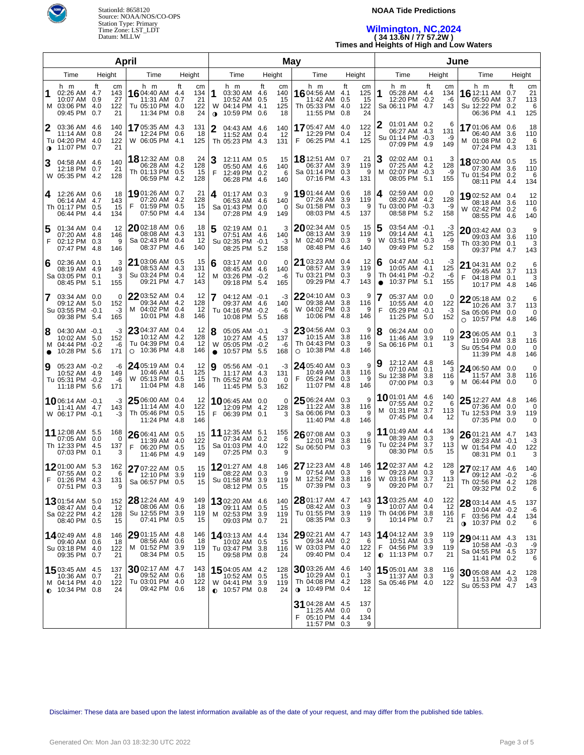StationId: 8658120
Source: NOAA/NOS/CO-OPS
Station Type: Primary
Time Zone: LST_LDT
Datum: MLLW

**NOAA Tide Predictions**

# Wilmington, NC,2024

**( 34 13.6N / 77 57.2W )**

**Times and Heights of High and Low Waters**

## April

| Day | Time | ft | cm | Time | ft | cm | Time | ft | cm | Time | ft | cm |
|---|---|---|---|---|---|---|---|---|---|---|---|---|
| 1 M | 02:26 AM | 4.7 | 143 | 10:07 AM | 0.9 | 27 | 03:06 PM | 4.0 | 122 | 09:45 PM | 0.7 | 21 |
| 2 Tu ◑ | 03:36 AM | 4.6 | 140 | 11:14 AM | 0.8 | 24 | 04:20 PM | 4.0 | 122 | 11:07 PM | 0.7 | 21 |
| 3 W | 04:58 AM | 4.6 | 140 | 12:18 PM | 0.7 | 21 | 05:35 PM | 4.2 | 128 | | | |
| 4 Th | 12:26 AM | 0.6 | 18 | 06:14 AM | 4.7 | 143 | 01:17 PM | 0.5 | 15 | 06:44 PM | 4.4 | 134 |
| 5 F | 01:34 AM | 0.4 | 12 | 07:20 AM | 4.8 | 146 | 02:12 PM | 0.3 | 9 | 07:47 PM | 4.8 | 146 |
| 6 Sa | 02:36 AM | 0.1 | 3 | 08:19 AM | 4.9 | 149 | 03:05 PM | 0.1 | 3 | 08:45 PM | 5.1 | 155 |
| 7 Su | 03:34 AM | 0.0 | 0 | 09:12 AM | 5.0 | 152 | 03:55 PM | -0.1 | -3 | 09:38 PM | 5.4 | 165 |
| 8 M ● | 04:30 AM | -0.1 | -3 | 10:02 AM | 5.0 | 152 | 04:44 PM | -0.2 | -6 | 10:28 PM | 5.6 | 171 |
| 9 Tu | 05:23 AM | -0.2 | -6 | 10:52 AM | 4.9 | 149 | 05:31 PM | -0.2 | -6 | 11:18 PM | 5.6 | 171 |
| 10 W | 06:14 AM | -0.1 | -3 | 11:41 AM | 4.7 | 143 | 06:17 PM | -0.1 | -3 | | | |
| 11 Th | 12:08 AM | 5.5 | 168 | 07:05 AM | 0.0 | 0 | 12:33 PM | 4.5 | 137 | 07:03 PM | 0.1 | 3 |
| 12 F | 01:00 AM | 5.3 | 162 | 07:55 AM | 0.2 | 6 | 01:26 PM | 4.3 | 131 | 07:51 PM | 0.3 | 9 |
| 13 Sa | 01:54 AM | 5.0 | 152 | 08:47 AM | 0.4 | 12 | 02:22 PM | 4.2 | 128 | 08:40 PM | 0.5 | 15 |
| 14 Su | 02:49 AM | 4.8 | 146 | 09:40 AM | 0.6 | 18 | 03:18 PM | 4.0 | 122 | 09:35 PM | 0.7 | 21 |
| 15 M ◐ | 03:45 AM | 4.5 | 137 | 10:36 AM | 0.7 | 21 | 04:14 PM | 4.0 | 122 | 10:34 PM | 0.8 | 24 |
| 16 Tu | 04:40 AM | 4.4 | 134 | 11:31 AM | 0.7 | 21 | 05:10 PM | 4.0 | 122 | 11:34 PM | 0.8 | 24 |
| 17 W | 05:35 AM | 4.3 | 131 | 12:24 PM | 0.6 | 18 | 06:05 PM | 4.1 | 125 | | | |
| 18 Th | 12:32 AM | 0.8 | 24 | 06:28 AM | 4.2 | 128 | 01:13 PM | 0.5 | 15 | 06:59 PM | 4.2 | 128 |
| 19 F | 01:26 AM | 0.7 | 21 | 07:20 AM | 4.2 | 128 | 01:59 PM | 0.5 | 15 | 07:51 PM | 4.4 | 134 |
| 20 Sa | 02:18 AM | 0.6 | 18 | 08:08 AM | 4.3 | 131 | 02:43 PM | 0.4 | 12 | 08:37 PM | 4.6 | 140 |
| 21 Su | 03:06 AM | 0.5 | 15 | 08:53 AM | 4.3 | 131 | 03:24 PM | 0.4 | 12 | 09:21 PM | 4.7 | 143 |
| 22 M | 03:52 AM | 0.4 | 12 | 09:34 AM | 4.2 | 128 | 04:02 PM | 0.4 | 12 | 10:01 PM | 4.8 | 146 |
| 23 Tu ○ | 04:37 AM | 0.4 | 12 | 10:12 AM | 4.2 | 128 | 04:39 PM | 0.4 | 12 | 10:36 PM | 4.8 | 146 |
| 24 W | 05:19 AM | 0.4 | 12 | 10:46 AM | 4.1 | 125 | 05:13 PM | 0.5 | 15 | 11:04 PM | 4.8 | 146 |
| 25 Th | 06:00 AM | 0.4 | 12 | 11:14 AM | 4.0 | 122 | 05:46 PM | 0.5 | 15 | 11:24 PM | 4.8 | 146 |
| 26 F | 06:41 AM | 0.5 | 15 | 11:39 AM | 4.0 | 122 | 06:20 PM | 0.5 | 15 | 11:46 PM | 4.9 | 149 |
| 27 Sa | 07:22 AM | 0.5 | 15 | 12:10 PM | 3.9 | 119 | 06:57 PM | 0.5 | 15 | | | |
| 28 Su | 12:24 AM | 4.9 | 149 | 08:06 AM | 0.6 | 18 | 12:55 PM | 3.9 | 119 | 07:41 PM | 0.5 | 15 |
| 29 M | 01:15 AM | 4.8 | 146 | 08:56 AM | 0.6 | 18 | 01:52 PM | 3.9 | 119 | 08:34 PM | 0.5 | 15 |
| 30 Tu | 02:17 AM | 4.7 | 143 | 09:52 AM | 0.6 | 18 | 03:01 PM | 4.0 | 122 | 09:42 PM | 0.6 | 18 |

## May

| Day | Time | ft | cm | Time | ft | cm | Time | ft | cm | Time | ft | cm |
|---|---|---|---|---|---|---|---|---|---|---|---|---|
| 1 W ◑ | 03:30 AM | 4.6 | 140 | 10:52 AM | 0.5 | 15 | 04:14 PM | 4.1 | 125 | 10:59 PM | 0.6 | 18 |
| 2 Th | 04:43 AM | 4.6 | 140 | 11:52 AM | 0.4 | 12 | 05:23 PM | 4.3 | 131 | | | |
| 3 F | 12:11 AM | 0.5 | 15 | 05:50 AM | 4.6 | 140 | 12:49 PM | 0.2 | 6 | 06:28 PM | 4.6 | 140 |
| 4 Sa | 01:17 AM | 0.3 | 9 | 06:53 AM | 4.6 | 140 | 01:43 PM | 0.0 | 0 | 07:28 PM | 4.9 | 149 |
| 5 Su | 02:19 AM | 0.1 | 3 | 07:51 AM | 4.6 | 140 | 02:35 PM | -0.1 | -3 | 08:25 PM | 5.2 | 158 |
| 6 M | 03:17 AM | 0.0 | 0 | 08:45 AM | 4.6 | 140 | 03:26 PM | -0.2 | -6 | 09:18 PM | 5.4 | 165 |
| 7 Tu | 04:12 AM | -0.1 | -3 | 09:37 AM | 4.6 | 140 | 04:16 PM | -0.2 | -6 | 10:08 PM | 5.5 | 168 |
| 8 W ● | 05:05 AM | -0.1 | -3 | 10:27 AM | 4.5 | 137 | 05:05 PM | -0.2 | -6 | 10:57 PM | 5.5 | 168 |
| 9 Th | 05:56 AM | -0.1 | -3 | 11:17 AM | 4.3 | 131 | 05:52 PM | 0.0 | 0 | 11:45 PM | 5.3 | 162 |
| 10 F | 06:45 AM | 0.0 | 0 | 12:09 PM | 4.2 | 128 | 06:39 PM | 0.1 | 3 | | | |
| 11 Sa | 12:35 AM | 5.1 | 155 | 07:34 AM | 0.2 | 6 | 01:03 PM | 4.0 | 122 | 07:25 PM | 0.3 | 9 |
| 12 Su | 01:27 AM | 4.8 | 146 | 08:22 AM | 0.3 | 9 | 01:58 PM | 3.9 | 119 | 08:12 PM | 0.5 | 15 |
| 13 M | 02:20 AM | 4.6 | 140 | 09:11 AM | 0.5 | 15 | 02:53 PM | 3.9 | 119 | 09:03 PM | 0.7 | 21 |
| 14 Tu | 03:13 AM | 4.4 | 134 | 10:02 AM | 0.5 | 15 | 03:47 PM | 3.8 | 116 | 09:58 PM | 0.8 | 24 |
| 15 W ◐ | 04:05 AM | 4.2 | 128 | 10:52 AM | 0.5 | 15 | 04:41 PM | 3.9 | 119 | 10:57 PM | 0.8 | 24 |
| 16 Th | 04:56 AM | 4.1 | 125 | 11:42 AM | 0.5 | 15 | 05:33 PM | 4.0 | 122 | 11:55 PM | 0.8 | 24 |
| 17 F | 05:47 AM | 4.0 | 122 | 12:29 PM | 0.4 | 12 | 06:25 PM | 4.1 | 125 | | | |
| 18 Sa | 12:51 AM | 0.7 | 21 | 06:37 AM | 3.9 | 119 | 01:14 PM | 0.3 | 9 | 07:16 PM | 4.3 | 131 |
| 19 Su | 01:44 AM | 0.6 | 18 | 07:26 AM | 3.9 | 119 | 01:58 PM | 0.3 | 9 | 08:03 PM | 4.5 | 137 |
| 20 M | 02:34 AM | 0.5 | 15 | 08:13 AM | 3.9 | 119 | 02:40 PM | 0.3 | 9 | 08:48 PM | 4.6 | 140 |
| 21 Tu | 03:23 AM | 0.4 | 12 | 08:57 AM | 3.9 | 119 | 03:21 PM | 0.3 | 9 | 09:29 PM | 4.7 | 143 |
| 22 W | 04:10 AM | 0.3 | 9 | 09:38 AM | 3.8 | 116 | 04:02 PM | 0.3 | 9 | 10:06 PM | 4.8 | 146 |
| 23 Th ○ | 04:56 AM | 0.3 | 9 | 10:15 AM | 3.8 | 116 | 04:43 PM | 0.3 | 9 | 10:38 PM | 4.8 | 146 |
| 24 F | 05:40 AM | 0.3 | 9 | 10:49 AM | 3.8 | 116 | 05:24 PM | 0.3 | 9 | 11:07 PM | 4.8 | 146 |
| 25 Sa | 06:24 AM | 0.3 | 9 | 11:22 AM | 3.8 | 116 | 06:06 PM | 0.3 | 9 | 11:40 PM | 4.8 | 146 |
| 26 Su | 07:08 AM | 0.3 | 9 | 12:01 PM | 3.8 | 116 | 06:50 PM | 0.3 | 9 | | | |
| 27 M | 12:23 AM | 4.8 | 146 | 07:54 AM | 0.3 | 9 | 12:52 PM | 3.8 | 116 | 07:39 PM | 0.3 | 9 |
| 28 Tu | 01:17 AM | 4.7 | 143 | 08:42 AM | 0.3 | 9 | 01:55 PM | 3.9 | 119 | 08:35 PM | 0.3 | 9 |
| 29 W | 02:21 AM | 4.7 | 143 | 09:34 AM | 0.2 | 6 | 03:03 PM | 4.0 | 122 | 09:40 PM | 0.4 | 12 |
| 30 Th ◑ | 03:26 AM | 4.6 | 140 | 10:29 AM | 0.1 | 3 | 04:08 PM | 4.2 | 128 | 10:49 PM | 0.4 | 12 |
| 31 F | 04:28 AM | 4.5 | 137 | 11:25 AM | 0.0 | 0 | 05:10 PM | 4.4 | 134 | 11:57 PM | 0.3 | 9 |

## June

| Day | Time | ft | cm | Time | ft | cm | Time | ft | cm | Time | ft | cm |
|---|---|---|---|---|---|---|---|---|---|---|---|---|
| 1 Sa | 05:28 AM | 4.4 | 134 | 12:20 PM | -0.2 | -6 | 06:11 PM | 4.7 | 143 | | | |
| 2 Su | 01:01 AM | 0.2 | 6 | 06:27 AM | 4.3 | 131 | 01:14 PM | -0.3 | -9 | 07:09 PM | 4.9 | 149 |
| 3 M | 02:02 AM | 0.1 | 3 | 07:25 AM | 4.2 | 128 | 02:07 PM | -0.3 | -9 | 08:05 PM | 5.1 | 155 |
| 4 Tu | 02:59 AM | 0.0 | 0 | 08:20 AM | 4.2 | 128 | 03:00 PM | -0.3 | -9 | 08:58 PM | 5.2 | 158 |
| 5 W | 03:54 AM | -0.1 | -3 | 09:14 AM | 4.1 | 125 | 03:51 PM | -0.3 | -9 | 09:49 PM | 5.2 | 158 |
| 6 Th ● | 04:47 AM | -0.1 | -3 | 10:05 AM | 4.1 | 125 | 04:41 PM | -0.2 | -6 | 10:37 PM | 5.1 | 155 |
| 7 F | 05:37 AM | 0.0 | 0 | 10:55 AM | 4.0 | 122 | 05:29 PM | -0.1 | -3 | 11:25 PM | 5.0 | 152 |
| 8 Sa | 06:24 AM | 0.0 | 0 | 11:46 AM | 3.9 | 119 | 06:16 PM | 0.1 | 3 | | | |
| 9 Su | 12:12 AM | 4.8 | 146 | 07:10 AM | 0.1 | 3 | 12:38 PM | 3.8 | 116 | 07:00 PM | 0.3 | 9 |
| 10 M | 01:01 AM | 4.6 | 140 | 07:55 AM | 0.2 | 6 | 01:31 PM | 3.7 | 113 | 07:45 PM | 0.4 | 12 |
| 11 Tu | 01:49 AM | 4.4 | 134 | 08:39 AM | 0.3 | 9 | 02:24 PM | 3.7 | 113 | 08:30 PM | 0.5 | 15 |
| 12 W | 02:37 AM | 4.2 | 128 | 09:23 AM | 0.3 | 9 | 03:16 PM | 3.7 | 113 | 09:20 PM | 0.7 | 21 |
| 13 Th | 03:25 AM | 4.0 | 122 | 10:07 AM | 0.4 | 12 | 04:06 PM | 3.8 | 116 | 10:14 PM | 0.7 | 21 |
| 14 F ◐ | 04:12 AM | 3.9 | 119 | 10:51 AM | 0.3 | 9 | 04:56 PM | 3.9 | 119 | 11:13 PM | 0.7 | 21 |
| 15 Sa | 05:01 AM | 3.8 | 116 | 11:37 AM | 0.3 | 9 | 05:46 PM | 4.0 | 122 | | | |
| 16 Su | 12:11 AM | 0.7 | 21 | 05:50 AM | 3.7 | 113 | 12:22 PM | 0.2 | 6 | 06:36 PM | 4.1 | 125 |
| 17 M | 01:06 AM | 0.6 | 18 | 06:40 AM | 3.6 | 110 | 01:08 PM | 0.2 | 6 | 07:24 PM | 4.3 | 131 |
| 18 Tu | 02:00 AM | 0.5 | 15 | 07:30 AM | 3.6 | 110 | 01:54 PM | 0.2 | 6 | 08:11 PM | 4.4 | 134 |
| 19 W | 02:52 AM | 0.4 | 12 | 08:18 AM | 3.6 | 110 | 02:42 PM | 0.2 | 6 | 08:55 PM | 4.6 | 140 |
| 20 Th | 03:42 AM | 0.3 | 9 | 09:03 AM | 3.6 | 110 | 03:30 PM | 0.1 | 3 | 09:37 PM | 4.7 | 143 |
| 21 F | 04:31 AM | 0.2 | 6 | 09:45 AM | 3.7 | 113 | 04:18 PM | 0.1 | 3 | 10:17 PM | 4.8 | 146 |
| 22 Sa ○ | 05:18 AM | 0.2 | 6 | 10:26 AM | 3.7 | 113 | 05:06 PM | 0.0 | 0 | 10:57 PM | 4.8 | 146 |
| 23 Su | 06:05 AM | 0.1 | 3 | 11:09 AM | 3.8 | 116 | 05:54 PM | 0.0 | 0 | 11:39 PM | 4.8 | 146 |
| 24 M | 06:50 AM | 0.0 | 0 | 11:57 AM | 3.8 | 116 | 06:44 PM | 0.0 | 0 | | | |
| 25 Tu | 12:27 AM | 4.8 | 146 | 07:36 AM | 0.0 | 0 | 12:53 PM | 3.9 | 119 | 07:35 PM | 0.0 | 0 |
| 26 W | 01:21 AM | 4.7 | 143 | 08:23 AM | -0.1 | -3 | 01:54 PM | 4.0 | 122 | 08:31 PM | 0.1 | 3 |
| 27 Th | 02:17 AM | 4.6 | 140 | 09:12 AM | -0.2 | -6 | 02:56 PM | 4.2 | 128 | 09:32 PM | 0.2 | 6 |
| 28 F ◑ | 03:14 AM | 4.5 | 137 | 10:04 AM | -0.2 | -6 | 03:56 PM | 4.4 | 134 | 10:37 PM | 0.2 | 6 |
| 29 Sa | 04:11 AM | 4.3 | 131 | 10:58 AM | -0.3 | -9 | 04:55 PM | 4.5 | 137 | 11:41 PM | 0.2 | 6 |
| 30 Su | 05:08 AM | 4.2 | 128 | 11:53 AM | -0.3 | -9 | 05:53 PM | 4.7 | 143 | | | |

Disclaimer: These data are based upon the latest information available as of the date of your request, and may differ from the published tide tables.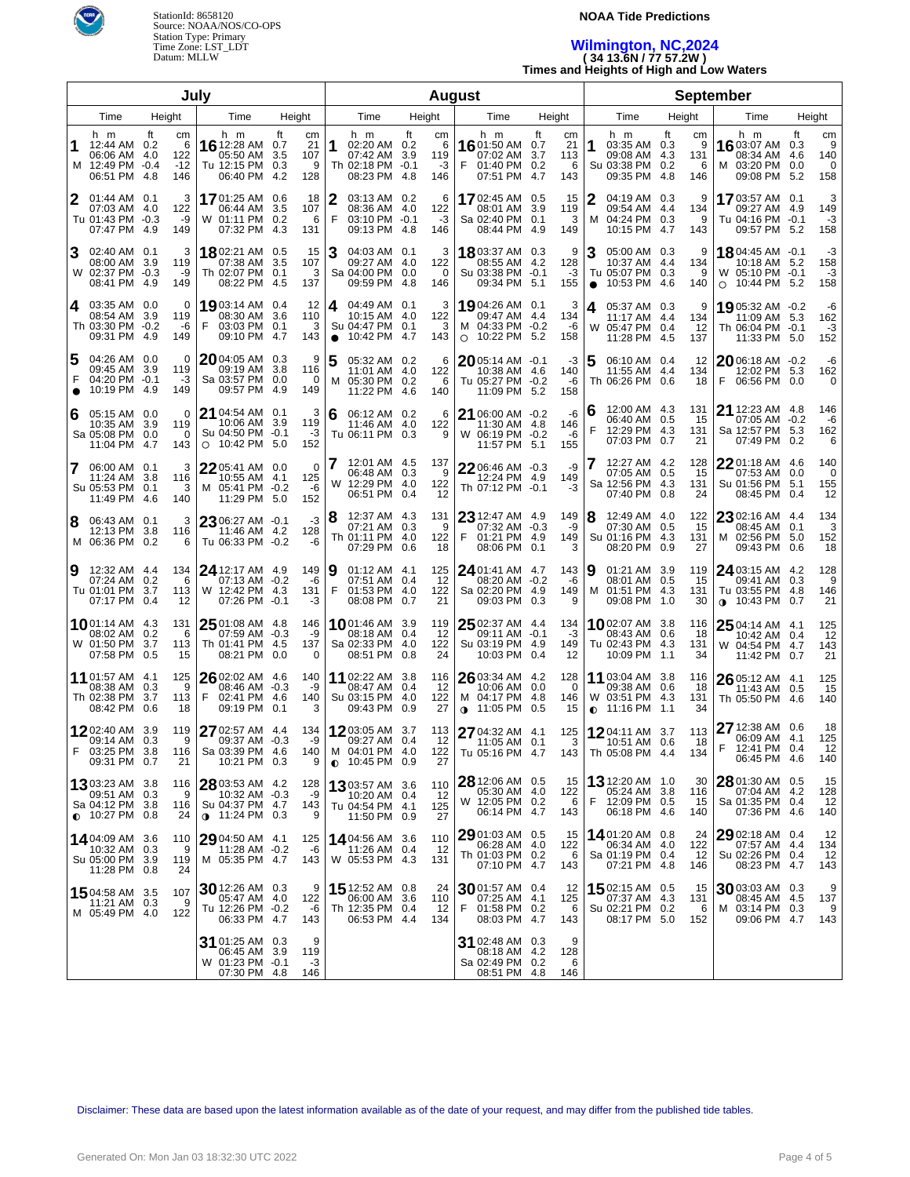StationId: 8658120
Source: NOAA/NOS/CO-OPS
Station Type: Primary
Time Zone: LST_LDT
Datum: MLLW

**NOAA Tide Predictions**

# Wilmington, NC,2024

**( 34 13.6N / 77 57.2W )**

**Times and Heights of High and Low Waters**

## July

| Day | Time (h m) | Height (ft) | Height (cm) |
|---|---|---|---|
| 1 M | 12:44 AM | 0.2 | 6 |
| | 06:06 AM | 4.0 | 122 |
| | 12:49 PM | -0.4 | -12 |
| | 06:51 PM | 4.8 | 146 |
| 2 Tu | 01:44 AM | 0.1 | 3 |
| | 07:03 AM | 4.0 | 122 |
| | 01:43 PM | -0.3 | -9 |
| | 07:47 PM | 4.9 | 149 |
| 3 W | 02:40 AM | 0.1 | 3 |
| | 08:00 AM | 3.9 | 119 |
| | 02:37 PM | -0.3 | -9 |
| | 08:41 PM | 4.9 | 149 |
| 4 Th | 03:35 AM | 0.0 | 0 |
| | 08:54 AM | 3.9 | 119 |
| | 03:30 PM | -0.2 | -6 |
| | 09:31 PM | 4.9 | 149 |
| 5 F | 04:26 AM | 0.0 | 0 |
| | 09:45 AM | 3.9 | 119 |
| | 04:20 PM | -0.1 | -3 |
| | ● 10:19 PM | 4.9 | 149 |
| 6 Sa | 05:15 AM | 0.0 | 0 |
| | 10:35 AM | 3.9 | 119 |
| | 05:08 PM | 0.0 | 0 |
| | 11:04 PM | 4.7 | 143 |
| 7 Su | 06:00 AM | 0.1 | 3 |
| | 11:24 AM | 3.8 | 116 |
| | 05:53 PM | 0.1 | 3 |
| | 11:49 PM | 4.6 | 140 |
| 8 M | 06:43 AM | 0.1 | 3 |
| | 12:13 PM | 3.8 | 116 |
| | 06:36 PM | 0.2 | 6 |
| 9 Tu | 12:32 AM | 4.4 | 134 |
| | 07:24 AM | 0.2 | 6 |
| | 01:01 PM | 3.7 | 113 |
| | 07:17 PM | 0.4 | 12 |
| 10 W | 01:14 AM | 4.3 | 131 |
| | 08:02 AM | 0.2 | 6 |
| | 01:50 PM | 3.7 | 113 |
| | 07:58 PM | 0.5 | 15 |
| 11 Th | 01:57 AM | 4.1 | 125 |
| | 08:38 AM | 0.3 | 9 |
| | 02:38 PM | 3.7 | 113 |
| | 08:42 PM | 0.6 | 18 |
| 12 F | 02:40 AM | 3.9 | 119 |
| | 09:14 AM | 0.3 | 9 |
| | 03:25 PM | 3.8 | 116 |
| | 09:31 PM | 0.7 | 21 |
| 13 Sa | 03:23 AM | 3.8 | 116 |
| | 09:51 AM | 0.3 | 9 |
| | 04:12 PM | 3.8 | 116 |
| | ◐ 10:27 PM | 0.8 | 24 |
| 14 Su | 04:09 AM | 3.6 | 110 |
| | 10:32 AM | 0.3 | 9 |
| | 05:00 PM | 3.9 | 119 |
| | 11:28 PM | 0.8 | 24 |
| 15 M | 04:58 AM | 3.5 | 107 |
| | 11:21 AM | 0.3 | 9 |
| | 05:49 PM | 4.0 | 122 |
| 16 Tu | 12:28 AM | 0.7 | 21 |
| | 05:50 AM | 3.5 | 107 |
| | 12:15 PM | 0.3 | 9 |
| | 06:40 PM | 4.2 | 128 |
| 17 W | 01:25 AM | 0.6 | 18 |
| | 06:44 AM | 3.5 | 107 |
| | 01:11 PM | 0.2 | 6 |
| | 07:32 PM | 4.3 | 131 |
| 18 Th | 02:21 AM | 0.5 | 15 |
| | 07:38 AM | 3.5 | 107 |
| | 02:07 PM | 0.1 | 3 |
| | 08:22 PM | 4.5 | 137 |
| 19 F | 03:14 AM | 0.4 | 12 |
| | 08:30 AM | 3.6 | 110 |
| | 03:03 PM | 0.1 | 3 |
| | 09:10 PM | 4.7 | 143 |
| 20 Sa | 04:05 AM | 0.3 | 9 |
| | 09:19 AM | 3.8 | 116 |
| | 03:57 PM | 0.0 | 0 |
| | 09:57 PM | 4.9 | 149 |
| 21 Su | 04:54 AM | 0.1 | 3 |
| | 10:06 AM | 3.9 | 119 |
| | 04:50 PM | -0.1 | -3 |
| | ○ 10:42 PM | 5.0 | 152 |
| 22 M | 05:41 AM | 0.0 | 0 |
| | 10:55 AM | 4.1 | 125 |
| | 05:41 PM | -0.2 | -6 |
| | 11:29 PM | 5.0 | 152 |
| 23 Tu | 06:27 AM | -0.1 | -3 |
| | 11:46 AM | 4.2 | 128 |
| | 06:33 PM | -0.2 | -6 |
| 24 W | 12:17 AM | 4.9 | 149 |
| | 07:13 AM | -0.2 | -6 |
| | 12:42 PM | 4.3 | 131 |
| | 07:26 PM | -0.1 | -3 |
| 25 Th | 01:08 AM | 4.8 | 146 |
| | 07:59 AM | -0.3 | -9 |
| | 01:41 PM | 4.5 | 137 |
| | 08:21 PM | 0.0 | 0 |
| 26 F | 02:02 AM | 4.6 | 140 |
| | 08:46 AM | -0.3 | -9 |
| | 02:41 PM | 4.6 | 140 |
| | 09:19 PM | 0.1 | 3 |
| 27 Sa | 02:57 AM | 4.4 | 134 |
| | 09:37 AM | -0.3 | -9 |
| | 03:39 PM | 4.6 | 140 |
| | 10:21 PM | 0.3 | 9 |
| 28 Su | 03:53 AM | 4.2 | 128 |
| | 10:32 AM | -0.3 | -9 |
| | 04:37 PM | 4.7 | 143 |
| | ◑ 11:24 PM | 0.3 | 9 |
| 29 M | 04:50 AM | 4.1 | 125 |
| | 11:28 AM | -0.2 | -6 |
| | 05:35 PM | 4.7 | 143 |
| 30 Tu | 12:26 AM | 0.3 | 9 |
| | 05:47 AM | 4.0 | 122 |
| | 12:26 PM | -0.2 | -6 |
| | 06:33 PM | 4.7 | 143 |
| 31 W | 01:25 AM | 0.3 | 9 |
| | 06:45 AM | 3.9 | 119 |
| | 01:23 PM | -0.1 | -3 |
| | 07:30 PM | 4.8 | 146 |

## August

| Day | Time (h m) | Height (ft) | Height (cm) |
|---|---|---|---|
| 1 Th | 02:20 AM | 0.2 | 6 |
| | 07:42 AM | 3.9 | 119 |
| | 02:18 PM | -0.1 | -3 |
| | 08:23 PM | 4.8 | 146 |
| 2 F | 03:13 AM | 0.2 | 6 |
| | 08:36 AM | 4.0 | 122 |
| | 03:10 PM | -0.1 | -3 |
| | 09:13 PM | 4.8 | 146 |
| 3 Sa | 04:03 AM | 0.1 | 3 |
| | 09:27 AM | 4.0 | 122 |
| | 04:00 PM | 0.0 | 0 |
| | 09:59 PM | 4.8 | 146 |
| 4 Su | 04:49 AM | 0.1 | 3 |
| | 10:15 AM | 4.0 | 122 |
| | 04:47 PM | 0.1 | 3 |
| | ● 10:42 PM | 4.7 | 143 |
| 5 M | 05:32 AM | 0.2 | 6 |
| | 11:01 AM | 4.0 | 122 |
| | 05:30 PM | 0.2 | 6 |
| | 11:22 PM | 4.6 | 140 |
| 6 Tu | 06:12 AM | 0.2 | 6 |
| | 11:46 AM | 4.0 | 122 |
| | 06:11 PM | 0.3 | 9 |
| 7 W | 12:01 AM | 4.5 | 137 |
| | 06:48 AM | 0.3 | 9 |
| | 12:29 PM | 4.0 | 122 |
| | 06:51 PM | 0.4 | 12 |
| 8 Th | 12:37 AM | 4.3 | 131 |
| | 07:21 AM | 0.3 | 9 |
| | 01:11 PM | 4.0 | 122 |
| | 07:29 PM | 0.6 | 18 |
| 9 F | 01:12 AM | 4.1 | 125 |
| | 07:51 AM | 0.4 | 12 |
| | 01:53 PM | 4.0 | 122 |
| | 08:08 PM | 0.7 | 21 |
| 10 Sa | 01:46 AM | 3.9 | 119 |
| | 08:18 AM | 0.4 | 12 |
| | 02:33 PM | 4.0 | 122 |
| | 08:51 PM | 0.8 | 24 |
| 11 Su | 02:22 AM | 3.8 | 116 |
| | 08:47 AM | 0.4 | 12 |
| | 03:15 PM | 4.0 | 122 |
| | 09:43 PM | 0.9 | 27 |
| 12 M | 03:05 AM | 3.7 | 113 |
| | 09:27 AM | 0.4 | 12 |
| | 04:01 PM | 4.0 | 122 |
| | ◐ 10:45 PM | 0.9 | 27 |
| 13 Tu | 03:57 AM | 3.6 | 110 |
| | 10:20 AM | 0.4 | 12 |
| | 04:54 PM | 4.1 | 125 |
| | 11:50 PM | 0.9 | 27 |
| 14 W | 04:56 AM | 3.6 | 110 |
| | 11:26 AM | 0.4 | 12 |
| | 05:53 PM | 4.3 | 131 |
| 15 Th | 12:52 AM | 0.8 | 24 |
| | 06:00 AM | 3.6 | 110 |
| | 12:35 PM | 0.4 | 12 |
| | 06:53 PM | 4.4 | 134 |
| 16 F | 01:50 AM | 0.7 | 21 |
| | 07:02 AM | 3.7 | 113 |
| | 01:40 PM | 0.2 | 6 |
| | 07:51 PM | 4.7 | 143 |
| 17 Sa | 02:45 AM | 0.5 | 15 |
| | 08:01 AM | 3.9 | 119 |
| | 02:40 PM | 0.1 | 3 |
| | 08:44 PM | 4.9 | 149 |
| 18 Su | 03:37 AM | 0.3 | 9 |
| | 08:55 AM | 4.2 | 128 |
| | 03:38 PM | -0.1 | -3 |
| | 09:34 PM | 5.1 | 155 |
| 19 M | 04:26 AM | 0.1 | 3 |
| | 09:47 AM | 4.4 | 134 |
| | 04:33 PM | -0.2 | -6 |
| | ○ 10:22 PM | 5.2 | 158 |
| 20 Tu | 05:14 AM | -0.1 | -3 |
| | 10:38 AM | 4.6 | 140 |
| | 05:27 PM | -0.2 | -6 |
| | 11:09 PM | 5.2 | 158 |
| 21 W | 06:00 AM | -0.2 | -6 |
| | 11:30 AM | 4.8 | 146 |
| | 06:19 PM | -0.2 | -6 |
| | 11:57 PM | 5.1 | 155 |
| 22 Th | 06:46 AM | -0.3 | -9 |
| | 12:24 PM | 4.9 | 149 |
| | 07:12 PM | -0.1 | -3 |
| 23 F | 12:47 AM | 4.9 | 149 |
| | 07:32 AM | -0.3 | -9 |
| | 01:21 PM | 4.9 | 149 |
| | 08:06 PM | 0.1 | 3 |
| 24 Sa | 01:41 AM | 4.7 | 143 |
| | 08:20 AM | -0.2 | -6 |
| | 02:20 PM | 4.9 | 149 |
| | 09:03 PM | 0.3 | 9 |
| 25 Su | 02:37 AM | 4.4 | 134 |
| | 09:11 AM | -0.1 | -3 |
| | 03:19 PM | 4.9 | 149 |
| | 10:03 PM | 0.4 | 12 |
| 26 M | 03:34 AM | 4.2 | 128 |
| | 10:06 AM | 0.0 | 0 |
| | 04:17 PM | 4.8 | 146 |
| | ◑ 11:05 PM | 0.5 | 15 |
| 27 Tu | 04:32 AM | 4.1 | 125 |
| | 11:05 AM | 0.1 | 3 |
| | 05:16 PM | 4.7 | 143 |
| 28 W | 12:06 AM | 0.5 | 15 |
| | 05:30 AM | 4.0 | 122 |
| | 12:05 PM | 0.2 | 6 |
| | 06:14 PM | 4.7 | 143 |
| 29 Th | 01:03 AM | 0.5 | 15 |
| | 06:28 AM | 4.0 | 122 |
| | 01:03 PM | 0.2 | 6 |
| | 07:10 PM | 4.7 | 143 |
| 30 F | 01:57 AM | 0.4 | 12 |
| | 07:25 AM | 4.1 | 125 |
| | 01:58 PM | 0.2 | 6 |
| | 08:03 PM | 4.7 | 143 |
| 31 Sa | 02:48 AM | 0.3 | 9 |
| | 08:18 AM | 4.2 | 128 |
| | 02:49 PM | 0.2 | 6 |
| | 08:51 PM | 4.8 | 146 |

## September

| Day | Time (h m) | Height (ft) | Height (cm) |
|---|---|---|---|
| 1 Su | 03:35 AM | 0.3 | 9 |
| | 09:08 AM | 4.3 | 131 |
| | 03:38 PM | 0.2 | 6 |
| | 09:35 PM | 4.8 | 146 |
| 2 M | 04:19 AM | 0.3 | 9 |
| | 09:54 AM | 4.4 | 134 |
| | 04:24 PM | 0.3 | 9 |
| | 10:15 PM | 4.7 | 143 |
| 3 Tu | 05:00 AM | 0.3 | 9 |
| | 10:37 AM | 4.4 | 134 |
| | 05:07 PM | 0.3 | 9 |
| | ● 10:53 PM | 4.6 | 140 |
| 4 W | 05:37 AM | 0.3 | 9 |
| | 11:17 AM | 4.4 | 134 |
| | 05:47 PM | 0.4 | 12 |
| | 11:28 PM | 4.5 | 137 |
| 5 Th | 06:10 AM | 0.4 | 12 |
| | 11:55 AM | 4.4 | 134 |
| | 06:26 PM | 0.6 | 18 |
| 6 F | 12:00 AM | 4.3 | 131 |
| | 06:40 AM | 0.5 | 15 |
| | 12:29 PM | 4.3 | 131 |
| | 07:03 PM | 0.7 | 21 |
| 7 Sa | 12:27 AM | 4.2 | 128 |
| | 07:05 AM | 0.5 | 15 |
| | 12:56 PM | 4.3 | 131 |
| | 07:40 PM | 0.8 | 24 |
| 8 Su | 12:49 AM | 4.0 | 122 |
| | 07:30 AM | 0.5 | 15 |
| | 01:16 PM | 4.3 | 131 |
| | 08:20 PM | 0.9 | 27 |
| 9 M | 01:21 AM | 3.9 | 119 |
| | 08:01 AM | 0.5 | 15 |
| | 01:51 PM | 4.3 | 131 |
| | 09:08 PM | 1.0 | 30 |
| 10 Tu | 02:07 AM | 3.8 | 116 |
| | 08:43 AM | 0.6 | 18 |
| | 02:43 PM | 4.3 | 131 |
| | 10:09 PM | 1.1 | 34 |
| 11 W | 03:04 AM | 3.8 | 116 |
| | 09:38 AM | 0.6 | 18 |
| | 03:51 PM | 4.3 | 131 |
| | ◐ 11:16 PM | 1.1 | 34 |
| 12 Th | 04:11 AM | 3.7 | 113 |
| | 10:51 AM | 0.6 | 18 |
| | 05:08 PM | 4.4 | 134 |
| 13 F | 12:20 AM | 1.0 | 30 |
| | 05:24 AM | 3.8 | 116 |
| | 12:09 PM | 0.5 | 15 |
| | 06:18 PM | 4.6 | 140 |
| 14 Sa | 01:20 AM | 0.8 | 24 |
| | 06:34 AM | 4.0 | 122 |
| | 01:19 PM | 0.4 | 12 |
| | 07:21 PM | 4.8 | 146 |
| 15 Su | 02:15 AM | 0.5 | 15 |
| | 07:37 AM | 4.3 | 131 |
| | 02:21 PM | 0.2 | 6 |
| | 08:17 PM | 5.0 | 152 |
| 16 M | 03:07 AM | 0.3 | 9 |
| | 08:34 AM | 4.6 | 140 |
| | 03:20 PM | 0.0 | 0 |
| | 09:08 PM | 5.2 | 158 |
| 17 Tu | 03:57 AM | 0.1 | 3 |
| | 09:27 AM | 4.9 | 149 |
| | 04:16 PM | -0.1 | -3 |
| | 09:57 PM | 5.2 | 158 |
| 18 W | 04:45 AM | -0.1 | -3 |
| | 10:18 AM | 5.2 | 158 |
| | 05:10 PM | -0.1 | -3 |
| | ○ 10:44 PM | 5.2 | 158 |
| 19 Th | 05:32 AM | -0.2 | -6 |
| | 11:09 AM | 5.3 | 162 |
| | 06:04 PM | -0.1 | -3 |
| | 11:33 PM | 5.0 | 152 |
| 20 F | 06:18 AM | -0.2 | -6 |
| | 12:02 PM | 5.3 | 162 |
| | 06:56 PM | 0.0 | 0 |
| 21 Sa | 12:23 AM | 4.8 | 146 |
| | 07:05 AM | -0.2 | -6 |
| | 12:57 PM | 5.3 | 162 |
| | 07:49 PM | 0.2 | 6 |
| 22 Su | 01:18 AM | 4.6 | 140 |
| | 07:53 AM | 0.0 | 0 |
| | 01:56 PM | 5.1 | 155 |
| | 08:45 PM | 0.4 | 12 |
| 23 M | 02:16 AM | 4.4 | 134 |
| | 08:45 AM | 0.1 | 3 |
| | 02:56 PM | 5.0 | 152 |
| | 09:43 PM | 0.6 | 18 |
| 24 Tu | 03:15 AM | 4.2 | 128 |
| | 09:41 AM | 0.3 | 9 |
| | 03:55 PM | 4.8 | 146 |
| | ◑ 10:43 PM | 0.7 | 21 |
| 25 W | 04:14 AM | 4.1 | 125 |
| | 10:42 AM | 0.4 | 12 |
| | 04:54 PM | 4.7 | 143 |
| | 11:42 PM | 0.7 | 21 |
| 26 Th | 05:12 AM | 4.1 | 125 |
| | 11:43 AM | 0.5 | 15 |
| | 05:50 PM | 4.6 | 140 |
| 27 F | 12:38 AM | 0.6 | 18 |
| | 06:09 AM | 4.1 | 125 |
| | 12:41 PM | 0.4 | 12 |
| | 06:45 PM | 4.6 | 140 |
| 28 Sa | 01:30 AM | 0.5 | 15 |
| | 07:04 AM | 4.2 | 128 |
| | 01:35 PM | 0.4 | 12 |
| | 07:36 PM | 4.6 | 140 |
| 29 Su | 02:18 AM | 0.4 | 12 |
| | 07:57 AM | 4.4 | 134 |
| | 02:26 PM | 0.4 | 12 |
| | 08:23 PM | 4.7 | 143 |
| 30 M | 03:03 AM | 0.3 | 9 |
| | 08:45 AM | 4.5 | 137 |
| | 03:14 PM | 0.3 | 9 |
| | 09:06 PM | 4.7 | 143 |

Disclaimer: These data are based upon the latest information available as of the date of your request, and may differ from the published tide tables.

Generated On: Mon Jan 03 18:32:30 UTC 2022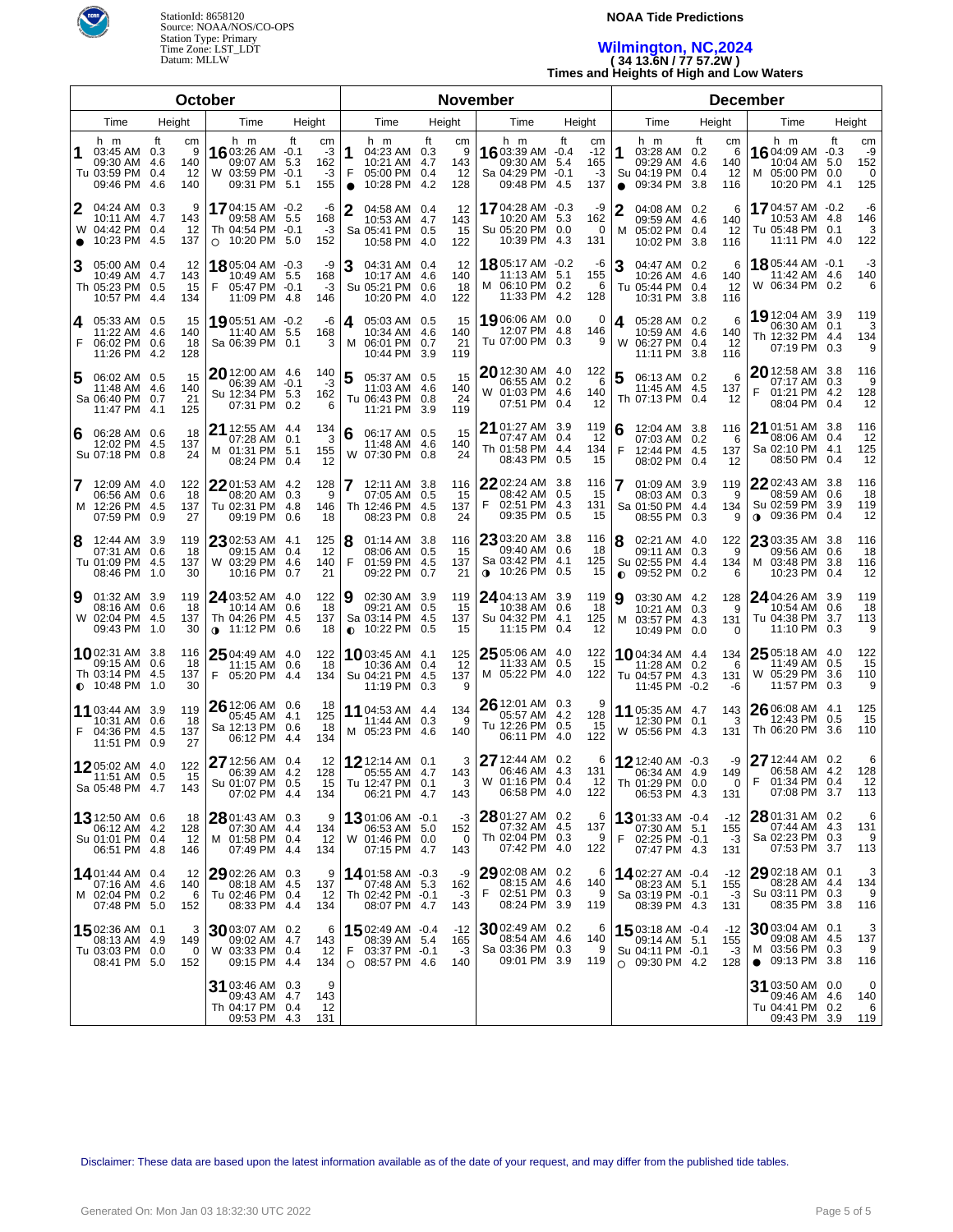StationId: 8658120
Source: NOAA/NOS/CO-OPS
Station Type: Primary
Time Zone: LST_LDT
Datum: MLLW

**NOAA Tide Predictions**

## Wilmington, NC,2024
**( 34 13.6N / 77 57.2W )**
**Times and Heights of High and Low Waters**

### October

| Day | Time (h m) | Height (ft) | Height (cm) |
|---|---|---|---|
| 1 Tu | 03:45 AM<br>09:30 AM<br>03:59 PM<br>09:46 PM | 0.3<br>4.6<br>0.4<br>4.6 | 9<br>140<br>12<br>140 |
| 2 W | 04:24 AM<br>10:11 AM<br>04:42 PM<br>● 10:23 PM | 0.3<br>4.7<br>0.4<br>4.5 | 9<br>143<br>12<br>137 |
| 3 Th | 05:00 AM<br>10:49 AM<br>05:23 PM<br>10:57 PM | 0.4<br>4.7<br>0.5<br>4.4 | 12<br>143<br>15<br>134 |
| 4 F | 05:33 AM<br>11:22 AM<br>06:02 PM<br>11:26 PM | 0.5<br>4.6<br>0.6<br>4.2 | 15<br>140<br>18<br>128 |
| 5 Sa | 06:02 AM<br>11:48 AM<br>06:40 PM<br>11:47 PM | 0.5<br>4.6<br>0.7<br>4.1 | 15<br>140<br>21<br>125 |
| 6 Su | 06:28 AM<br>12:02 PM<br>07:18 PM | 0.6<br>4.5<br>0.8 | 18<br>137<br>24 |
| 7 M | 12:09 AM<br>06:56 AM<br>12:26 PM<br>07:59 PM | 4.0<br>0.6<br>4.5<br>0.9 | 122<br>18<br>137<br>27 |
| 8 Tu | 12:44 AM<br>07:31 AM<br>01:09 PM<br>08:46 PM | 3.9<br>0.6<br>4.5<br>1.0 | 119<br>18<br>137<br>30 |
| 9 W | 01:32 AM<br>08:16 AM<br>02:04 PM<br>09:43 PM | 3.9<br>0.6<br>4.5<br>1.0 | 119<br>18<br>137<br>30 |
| 10 Th | 02:31 AM<br>09:15 AM<br>03:14 PM<br>◐ 10:48 PM | 3.8<br>0.6<br>4.5<br>1.0 | 116<br>18<br>137<br>30 |
| 11 F | 03:44 AM<br>10:31 AM<br>04:36 PM<br>11:51 PM | 3.9<br>0.6<br>4.5<br>0.9 | 119<br>18<br>137<br>27 |
| 12 Sa | 05:02 AM<br>11:51 AM<br>05:48 PM | 4.0<br>0.5<br>4.7 | 122<br>15<br>143 |
| 13 Su | 12:50 AM<br>06:12 AM<br>01:01 PM<br>06:51 PM | 0.6<br>4.2<br>0.4<br>4.8 | 18<br>128<br>12<br>146 |
| 14 M | 01:44 AM<br>07:16 AM<br>02:04 PM<br>07:48 PM | 0.4<br>4.6<br>0.2<br>5.0 | 12<br>140<br>6<br>152 |
| 15 Tu | 02:36 AM<br>08:13 AM<br>03:03 PM<br>08:41 PM | 0.1<br>4.9<br>0.0<br>5.0 | 3<br>149<br>0<br>152 |
| 16 W | 03:26 AM<br>09:07 AM<br>03:59 PM<br>09:31 PM | -0.1<br>5.3<br>-0.1<br>5.1 | -3<br>162<br>-3<br>155 |
| 17 Th | 04:15 AM<br>09:58 AM<br>04:54 PM<br>○ 10:20 PM | -0.2<br>5.5<br>-0.1<br>5.0 | -6<br>168<br>-3<br>152 |
| 18 F | 05:04 AM<br>10:49 AM<br>05:47 PM<br>11:09 PM | -0.3<br>5.5<br>-0.1<br>4.8 | -9<br>168<br>-3<br>146 |
| 19 Sa | 05:51 AM<br>11:40 AM<br>06:39 PM | -0.2<br>5.5<br>0.1 | -6<br>168<br>3 |
| 20 Su | 12:00 AM<br>06:39 AM<br>12:34 PM<br>07:31 PM | 4.6<br>-0.1<br>5.3<br>0.2 | 140<br>-3<br>162<br>6 |
| 21 M | 12:55 AM<br>07:28 AM<br>01:31 PM<br>08:24 PM | 4.4<br>0.1<br>5.1<br>0.4 | 134<br>3<br>155<br>12 |
| 22 Tu | 01:53 AM<br>08:20 AM<br>02:31 PM<br>09:19 PM | 4.2<br>0.3<br>4.8<br>0.6 | 128<br>9<br>146<br>18 |
| 23 W | 02:53 AM<br>09:15 AM<br>03:29 PM<br>10:16 PM | 4.1<br>0.4<br>4.6<br>0.7 | 125<br>12<br>140<br>21 |
| 24 Th | 03:52 AM<br>10:14 AM<br>04:26 PM<br>◑ 11:12 PM | 4.0<br>0.6<br>4.5<br>0.6 | 122<br>18<br>137<br>18 |
| 25 F | 04:49 AM<br>11:15 AM<br>05:20 PM | 4.0<br>0.6<br>4.4 | 122<br>18<br>134 |
| 26 Sa | 12:06 AM<br>05:45 AM<br>12:13 PM<br>06:12 PM | 0.6<br>4.1<br>0.6<br>4.4 | 18<br>125<br>18<br>134 |
| 27 Su | 12:56 AM<br>06:39 AM<br>01:07 PM<br>07:02 PM | 0.4<br>4.2<br>0.5<br>4.4 | 12<br>128<br>15<br>134 |
| 28 M | 01:43 AM<br>07:30 AM<br>01:58 PM<br>07:49 PM | 0.3<br>4.4<br>0.4<br>4.4 | 9<br>134<br>12<br>134 |
| 29 Tu | 02:26 AM<br>08:18 AM<br>02:46 PM<br>08:33 PM | 0.3<br>4.5<br>0.4<br>4.4 | 9<br>137<br>12<br>134 |
| 30 W | 03:07 AM<br>09:02 AM<br>03:33 PM<br>09:15 PM | 0.2<br>4.7<br>0.4<br>4.4 | 6<br>143<br>12<br>134 |
| 31 Th | 03:46 AM<br>09:43 AM<br>04:17 PM<br>09:53 PM | 0.3<br>4.7<br>0.4<br>4.3 | 9<br>143<br>12<br>131 |

### November

| Day | Time (h m) | Height (ft) | Height (cm) |
|---|---|---|---|
| 1 F | 04:23 AM<br>10:21 AM<br>05:00 PM<br>● 10:28 PM | 0.3<br>4.7<br>0.4<br>4.2 | 9<br>143<br>12<br>128 |
| 2 Sa | 04:58 AM<br>10:53 AM<br>05:41 PM<br>10:58 PM | 0.4<br>4.7<br>0.5<br>4.0 | 12<br>143<br>15<br>122 |
| 3 Su | 04:31 AM<br>10:17 AM<br>05:21 PM<br>10:20 PM | 0.4<br>4.6<br>0.6<br>4.0 | 12<br>140<br>18<br>122 |
| 4 M | 05:03 AM<br>10:34 AM<br>06:01 PM<br>10:44 PM | 0.5<br>4.6<br>0.7<br>3.9 | 15<br>140<br>21<br>119 |
| 5 Tu | 05:37 AM<br>11:03 AM<br>06:43 PM<br>11:21 PM | 0.5<br>4.6<br>0.8<br>3.9 | 15<br>140<br>24<br>119 |
| 6 W | 06:17 AM<br>11:48 AM<br>07:30 PM | 0.5<br>4.6<br>0.8 | 15<br>140<br>24 |
| 7 Th | 12:11 AM<br>07:05 AM<br>12:46 PM<br>08:23 PM | 3.8<br>0.5<br>4.5<br>0.8 | 116<br>15<br>137<br>24 |
| 8 F | 01:14 AM<br>08:06 AM<br>01:59 PM<br>09:22 PM | 3.8<br>0.5<br>4.5<br>0.7 | 116<br>15<br>137<br>21 |
| 9 Sa | 02:30 AM<br>09:21 AM<br>03:14 PM<br>◐ 10:22 PM | 3.9<br>0.5<br>4.5<br>0.5 | 119<br>15<br>137<br>15 |
| 10 Su | 03:45 AM<br>10:36 AM<br>04:21 PM<br>11:19 PM | 4.1<br>0.4<br>4.5<br>0.3 | 125<br>12<br>137<br>9 |
| 11 M | 04:53 AM<br>11:44 AM<br>05:23 PM | 4.4<br>0.3<br>4.6 | 134<br>9<br>140 |
| 12 Tu | 12:14 AM<br>05:55 AM<br>12:47 PM<br>06:21 PM | 0.1<br>4.7<br>0.1<br>4.7 | 3<br>143<br>3<br>143 |
| 13 W | 01:06 AM<br>06:53 AM<br>01:46 PM<br>07:15 PM | -0.1<br>5.0<br>0.0<br>4.7 | -3<br>152<br>0<br>143 |
| 14 Th | 01:58 AM<br>07:48 AM<br>02:42 PM<br>08:07 PM | -0.3<br>5.3<br>-0.1<br>4.7 | -9<br>162<br>-3<br>143 |
| 15 F | 02:49 AM<br>08:39 AM<br>03:37 PM<br>○ 08:57 PM | -0.4<br>5.4<br>-0.1<br>4.6 | -12<br>165<br>-3<br>140 |
| 16 Sa | 03:39 AM<br>09:30 AM<br>04:29 PM<br>09:48 PM | -0.4<br>5.4<br>-0.1<br>4.5 | -12<br>165<br>-3<br>137 |
| 17 Su | 04:28 AM<br>10:20 AM<br>05:20 PM<br>10:39 PM | -0.3<br>5.3<br>0.0<br>4.3 | -9<br>162<br>0<br>131 |
| 18 M | 05:17 AM<br>11:13 AM<br>06:10 PM<br>11:33 PM | -0.2<br>5.1<br>0.2<br>4.2 | -6<br>155<br>6<br>128 |
| 19 Tu | 06:06 AM<br>12:07 PM<br>07:00 PM | 0.0<br>4.8<br>0.3 | 0<br>146<br>9 |
| 20 W | 12:30 AM<br>06:55 AM<br>01:03 PM<br>07:51 PM | 4.0<br>0.2<br>4.6<br>0.4 | 122<br>6<br>140<br>12 |
| 21 Th | 01:27 AM<br>07:47 AM<br>01:58 PM<br>08:43 PM | 3.9<br>0.4<br>4.4<br>0.5 | 119<br>12<br>134<br>15 |
| 22 F | 02:24 AM<br>08:42 AM<br>02:51 PM<br>09:35 PM | 3.8<br>0.5<br>4.3<br>0.5 | 116<br>15<br>131<br>15 |
| 23 Sa | 03:20 AM<br>09:40 AM<br>03:42 PM<br>◑ 10:26 PM | 3.8<br>0.6<br>4.1<br>0.5 | 116<br>18<br>125<br>15 |
| 24 Su | 04:13 AM<br>10:38 AM<br>04:32 PM<br>11:15 PM | 3.9<br>0.6<br>4.1<br>0.4 | 119<br>18<br>125<br>12 |
| 25 M | 05:06 AM<br>11:33 AM<br>05:22 PM | 4.0<br>0.5<br>4.0 | 122<br>15<br>122 |
| 26 Tu | 12:01 AM<br>05:57 AM<br>12:26 PM<br>06:11 PM | 0.3<br>4.2<br>0.5<br>4.0 | 9<br>128<br>15<br>122 |
| 27 W | 12:44 AM<br>06:46 AM<br>01:16 PM<br>06:58 PM | 0.2<br>4.3<br>0.4<br>4.0 | 6<br>131<br>12<br>122 |
| 28 Th | 01:27 AM<br>07:32 AM<br>02:04 PM<br>07:42 PM | 0.2<br>4.5<br>0.3<br>4.0 | 6<br>137<br>9<br>122 |
| 29 F | 02:08 AM<br>08:15 AM<br>02:51 PM<br>08:24 PM | 0.2<br>4.6<br>0.3<br>3.9 | 6<br>140<br>9<br>119 |
| 30 Sa | 02:49 AM<br>08:54 AM<br>03:36 PM<br>09:01 PM | 0.2<br>4.6<br>0.3<br>3.9 | 6<br>140<br>9<br>119 |

### December

| Day | Time (h m) | Height (ft) | Height (cm) |
|---|---|---|---|
| 1 Su | 03:28 AM<br>09:29 AM<br>04:19 PM<br>● 09:34 PM | 0.2<br>4.6<br>0.4<br>3.8 | 6<br>140<br>12<br>116 |
| 2 M | 04:08 AM<br>09:59 AM<br>05:02 PM<br>10:02 PM | 0.2<br>4.6<br>0.4<br>3.8 | 6<br>140<br>12<br>116 |
| 3 Tu | 04:47 AM<br>10:26 AM<br>05:44 PM<br>10:31 PM | 0.2<br>4.6<br>0.4<br>3.8 | 6<br>140<br>12<br>116 |
| 4 W | 05:28 AM<br>10:59 AM<br>06:27 PM<br>11:11 PM | 0.2<br>4.6<br>0.4<br>3.8 | 6<br>140<br>12<br>116 |
| 5 Th | 06:13 AM<br>11:45 AM<br>07:13 PM | 0.2<br>4.5<br>0.4 | 6<br>137<br>12 |
| 6 F | 12:04 AM<br>07:03 AM<br>12:44 PM<br>08:02 PM | 3.8<br>0.2<br>4.5<br>0.4 | 116<br>6<br>137<br>12 |
| 7 Sa | 01:09 AM<br>08:03 AM<br>01:50 PM<br>08:55 PM | 3.9<br>0.3<br>4.4<br>0.3 | 119<br>9<br>134<br>9 |
| 8 Su | 02:21 AM<br>09:11 AM<br>02:55 PM<br>◐ 09:52 PM | 4.0<br>0.3<br>4.4<br>0.2 | 122<br>9<br>134<br>6 |
| 9 M | 03:30 AM<br>10:21 AM<br>03:57 PM<br>10:49 PM | 4.2<br>0.3<br>4.3<br>0.0 | 128<br>9<br>131<br>0 |
| 10 Tu | 04:34 AM<br>11:28 AM<br>04:57 PM<br>11:45 PM | 4.4<br>0.2<br>4.3<br>-0.2 | 134<br>6<br>131<br>-6 |
| 11 W | 05:35 AM<br>12:30 PM<br>05:56 PM | 4.7<br>0.1<br>4.3 | 143<br>3<br>131 |
| 12 Th | 12:40 AM<br>06:34 AM<br>01:29 PM<br>06:53 PM | -0.3<br>4.9<br>0.0<br>4.3 | -9<br>149<br>0<br>131 |
| 13 F | 01:33 AM<br>07:30 AM<br>02:25 PM<br>07:47 PM | -0.4<br>5.1<br>-0.1<br>4.3 | -12<br>155<br>-3<br>131 |
| 14 Sa | 02:27 AM<br>08:23 AM<br>03:19 PM<br>08:39 PM | -0.4<br>5.1<br>-0.1<br>4.3 | -12<br>155<br>-3<br>131 |
| 15 Su | 03:18 AM<br>09:14 AM<br>04:11 PM<br>○ 09:30 PM | -0.4<br>5.1<br>-0.1<br>4.2 | -12<br>155<br>-3<br>128 |
| 16 M | 04:09 AM<br>10:04 AM<br>05:00 PM<br>10:20 PM | -0.3<br>5.0<br>0.0<br>4.1 | -9<br>152<br>0<br>125 |
| 17 Tu | 04:57 AM<br>10:53 AM<br>05:48 PM<br>11:11 PM | -0.2<br>4.8<br>0.1<br>4.0 | -6<br>146<br>3<br>122 |
| 18 W | 05:44 AM<br>11:42 AM<br>06:34 PM | -0.1<br>4.6<br>0.2 | -3<br>140<br>6 |
| 19 Th | 12:04 AM<br>06:30 AM<br>12:32 PM<br>07:19 PM | 3.9<br>0.1<br>4.4<br>0.3 | 119<br>3<br>134<br>9 |
| 20 F | 12:58 AM<br>07:17 AM<br>01:21 PM<br>08:04 PM | 3.8<br>0.3<br>4.2<br>0.4 | 116<br>9<br>128<br>12 |
| 21 Sa | 01:51 AM<br>08:06 AM<br>02:10 PM<br>08:50 PM | 3.8<br>0.4<br>4.1<br>0.4 | 116<br>12<br>125<br>12 |
| 22 Su | 02:43 AM<br>08:59 AM<br>02:59 PM<br>◑ 09:36 PM | 3.8<br>0.6<br>3.9<br>0.4 | 116<br>18<br>119<br>12 |
| 23 M | 03:35 AM<br>09:56 AM<br>03:48 PM<br>10:23 PM | 3.8<br>0.6<br>3.8<br>0.4 | 116<br>18<br>116<br>12 |
| 24 Tu | 04:26 AM<br>10:54 AM<br>04:38 PM<br>11:10 PM | 3.9<br>0.6<br>3.7<br>0.3 | 119<br>18<br>113<br>9 |
| 25 W | 05:18 AM<br>11:49 AM<br>05:29 PM<br>11:57 PM | 4.0<br>0.5<br>3.6<br>0.3 | 122<br>15<br>110<br>9 |
| 26 Th | 06:08 AM<br>12:43 PM<br>06:20 PM | 4.1<br>0.5<br>3.6 | 125<br>15<br>110 |
| 27 F | 12:44 AM<br>06:58 AM<br>01:34 PM<br>07:08 PM | 0.2<br>4.2<br>0.4<br>3.7 | 6<br>128<br>12<br>113 |
| 28 Sa | 01:31 AM<br>07:44 AM<br>02:23 PM<br>07:53 PM | 0.2<br>4.3<br>0.3<br>3.7 | 6<br>131<br>9<br>113 |
| 29 Su | 02:18 AM<br>08:28 AM<br>03:11 PM<br>08:35 PM | 0.1<br>4.4<br>0.3<br>3.8 | 3<br>134<br>9<br>116 |
| 30 M | 03:04 AM<br>09:08 AM<br>03:56 PM<br>● 09:13 PM | 0.1<br>4.5<br>0.3<br>3.8 | 3<br>137<br>9<br>116 |
| 31 Tu | 03:50 AM<br>09:46 AM<br>04:41 PM<br>09:43 PM | 0.0<br>4.6<br>0.2<br>3.9 | 0<br>140<br>6<br>119 |

Disclaimer: These data are based upon the latest information available as of the date of your request, and may differ from the published tide tables.